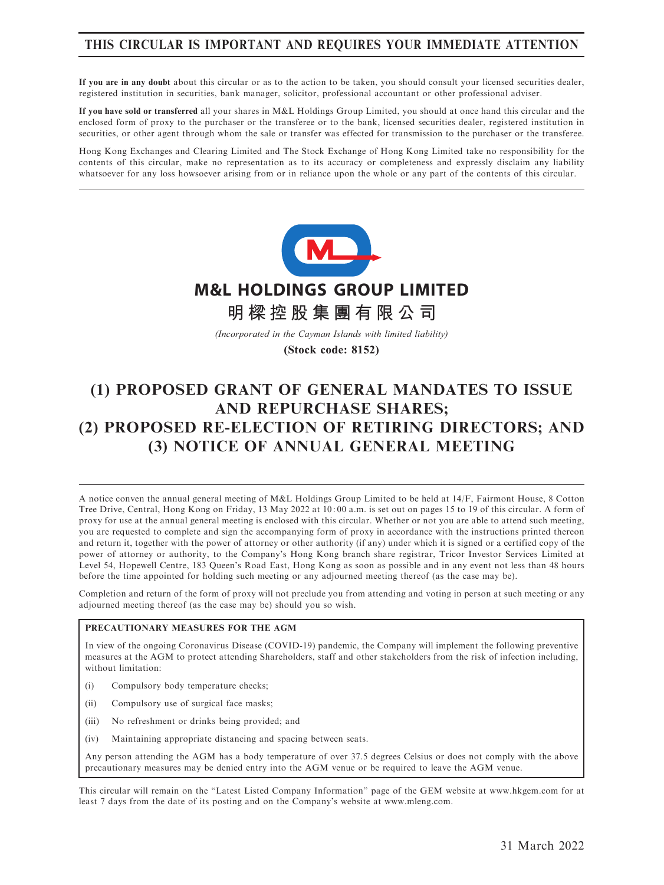# THIS CIRCULAR IS IMPORTANT AND REQUIRES YOUR IMMEDIATE ATTENTION

**If you are in any doubt** about this circular or as to the action to be taken, you should consult your licensed securities dealer, registered institution in securities, bank manager, solicitor, professional accountant or other professional adviser.

**If you have sold or transferred** all your shares in M&L Holdings Group Limited, you should at once hand this circular and the enclosed form of proxy to the purchaser or the transferee or to the bank, licensed securities dealer, registered institution in securities, or other agent through whom the sale or transfer was effected for transmission to the purchaser or the transferee.

Hong Kong Exchanges and Clearing Limited and The Stock Exchange of Hong Kong Limited take no responsibility for the contents of this circular, make no representation as to its accuracy or completeness and expressly disclaim any liability whatsoever for any loss howsoever arising from or in reliance upon the whole or any part of the contents of this circular.

**M&L HOLDINGS GROUP LIMITED**

**明樑控股集團有限公司**

*(Incorporated in the Cayman Islands with limited liability)*

**(Stock code: 8152)**

# (1) PROPOSED GRANT OF GENERAL MANDATES TO ISSUE AND REPURCHASE SHARES; (2) PROPOSED RE-ELECTION OF RETIRING DIRECTORS; AND (3) NOTICE OF ANNUAL GENERAL MEETING

A notice conven the annual general meeting of M&L Holdings Group Limited to be held at 14/F, Fairmont House, 8 Cotton Tree Drive, Central, Hong Kong on Friday, 13 May 2022 at 10:00 a.m. is set out on pages 15 to 19 of this circular. A form of proxy for use at the annual general meeting is enclosed with this circular. Whether or not you are able to attend such meeting, you are requested to complete and sign the accompanying form of proxy in accordance with the instructions printed thereon and return it, together with the power of attorney or other authority (if any) under which it is signed or a certified copy of the power of attorney or authority, to the Company's Hong Kong branch share registrar, Tricor Investor Services Limited at Level 54, Hopewell Centre, 183 Queen's Road East, Hong Kong as soon as possible and in any event not less than 48 hours before the time appointed for holding such meeting or any adjourned meeting thereof (as the case may be).

Completion and return of the form of proxy will not preclude you from attending and voting in person at such meeting or any adjourned meeting thereof (as the case may be) should you so wish.

**PRECAUTIONARY MEASURES FOR THE AGM**

In view of the ongoing Coronavirus Disease (COVID-19) pandemic, the Company will implement the following preventive measures at the AGM to protect attending Shareholders, staff and other stakeholders from the risk of infection including, without limitation:

(i) Compulsory body temperature checks;

(ii) Compulsory use of surgical face masks;

(iii) No refreshment or drinks being provided; and

(iv) Maintaining appropriate distancing and spacing between seats.

Any person attending the AGM has a body temperature of over 37.5 degrees Celsius or does not comply with the above precautionary measures may be denied entry into the AGM venue or be required to leave the AGM venue.

This circular will remain on the "Latest Listed Company Information" page of the GEM website at www.hkgem.com for at least 7 days from the date of its posting and on the Company's website at www.mleng.com.

31 March 2022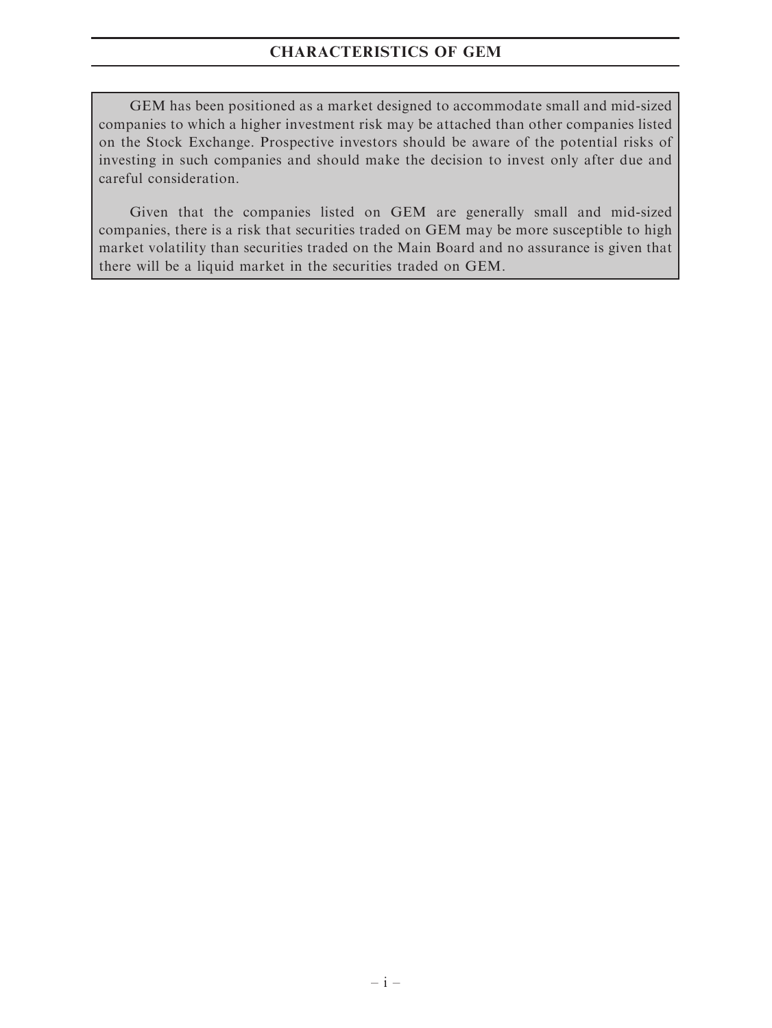# CHARACTERISTICS OF GEM

GEM has been positioned as a market designed to accommodate small and mid-sized companies to which a higher investment risk may be attached than other companies listed on the Stock Exchange. Prospective investors should be aware of the potential risks of investing in such companies and should make the decision to invest only after due and careful consideration.

Given that the companies listed on GEM are generally small and mid-sized companies, there is a risk that securities traded on GEM may be more susceptible to high market volatility than securities traded on the Main Board and no assurance is given that there will be a liquid market in the securities traded on GEM.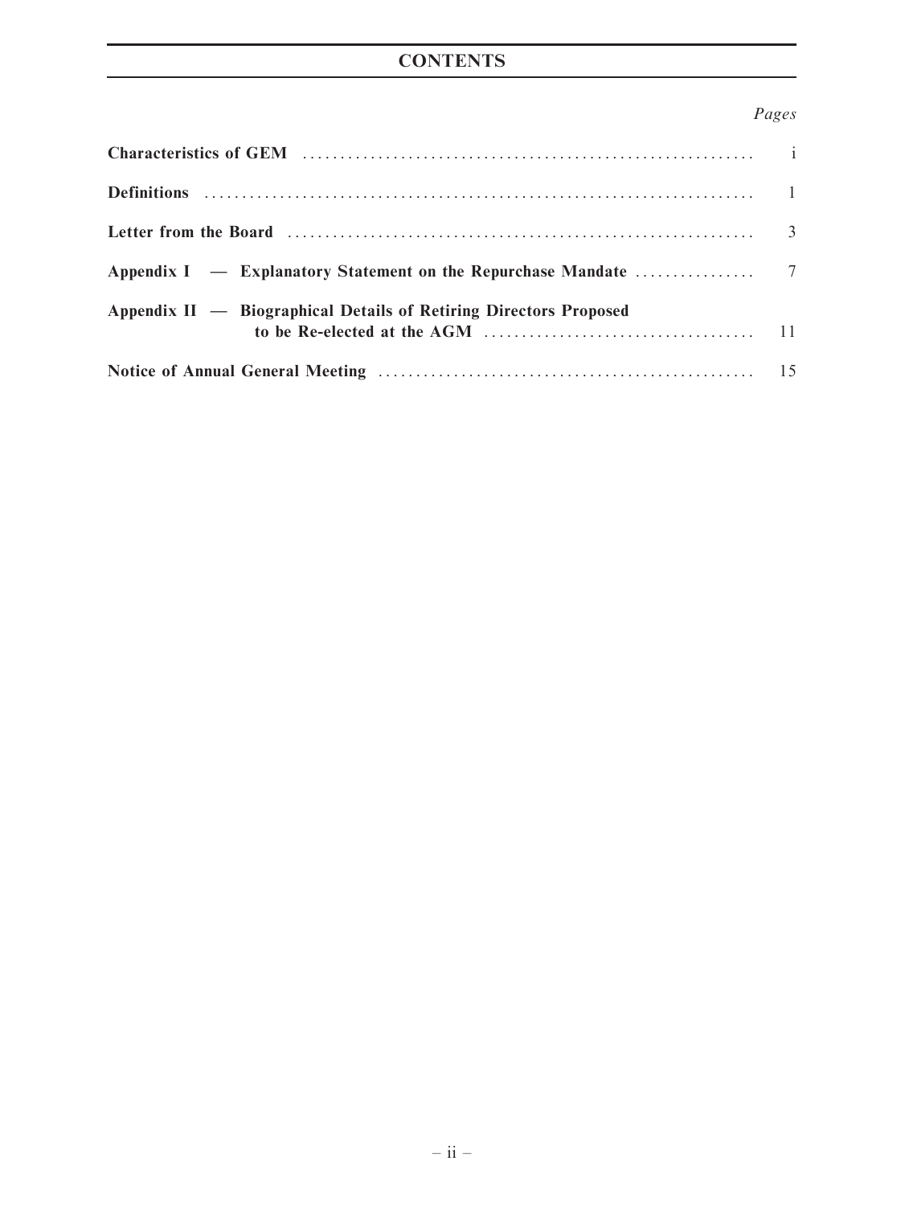# CONTENTS

| | Pages |
|---|---|
| **Characteristics of GEM** | i |
| **Definitions** | 1 |
| **Letter from the Board** | 3 |
| **Appendix I — Explanatory Statement on the Repurchase Mandate** | 7 |
| **Appendix II — Biographical Details of Retiring Directors Proposed to be Re-elected at the AGM** | 11 |
| **Notice of Annual General Meeting** | 15 |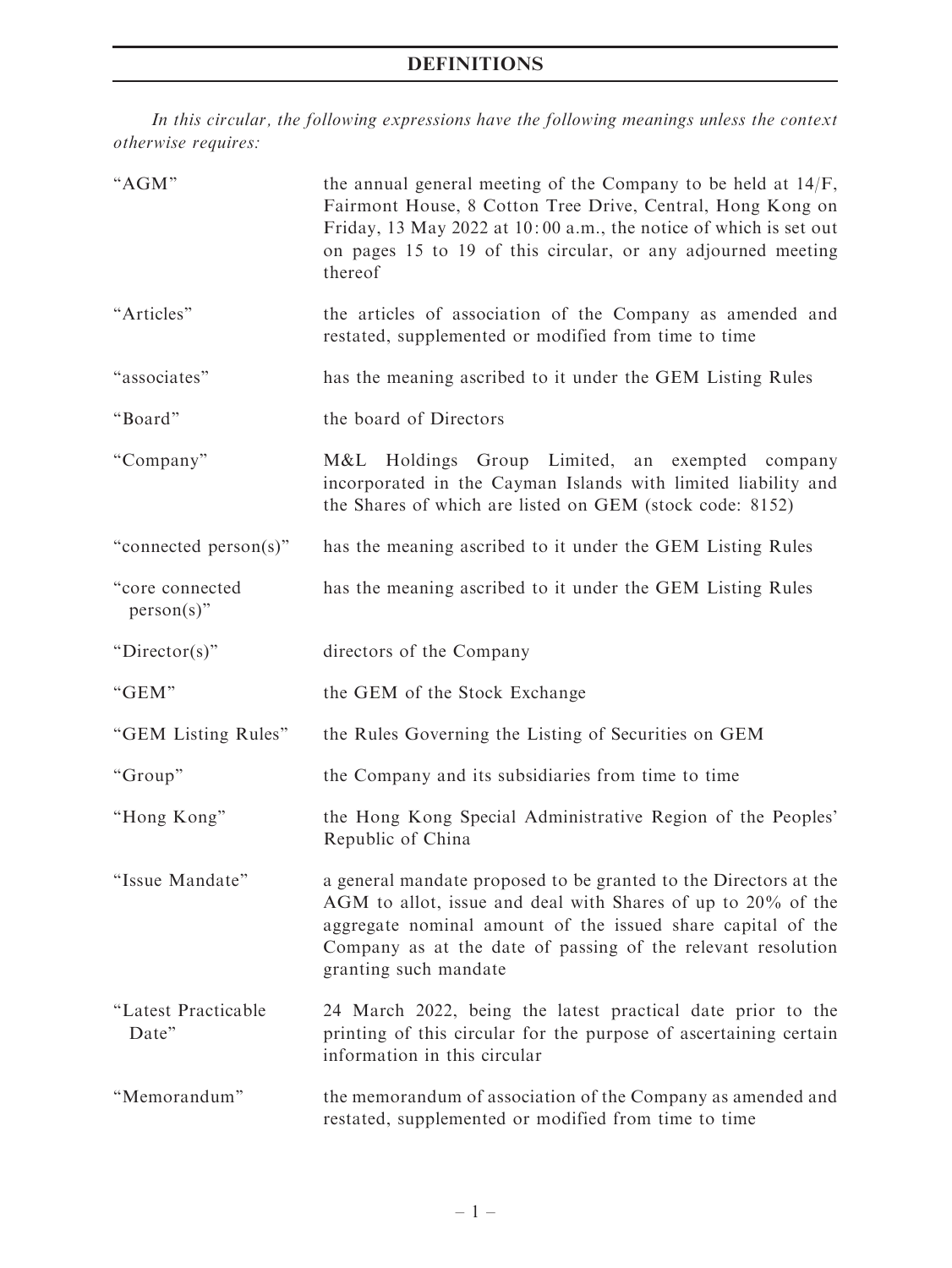# DEFINITIONS

*In this circular, the following expressions have the following meanings unless the context otherwise requires:*

| | |
|---|---|
| "AGM" | the annual general meeting of the Company to be held at 14/F, Fairmont House, 8 Cotton Tree Drive, Central, Hong Kong on Friday, 13 May 2022 at 10:00 a.m., the notice of which is set out on pages 15 to 19 of this circular, or any adjourned meeting thereof |
| "Articles" | the articles of association of the Company as amended and restated, supplemented or modified from time to time |
| "associates" | has the meaning ascribed to it under the GEM Listing Rules |
| "Board" | the board of Directors |
| "Company" | M&L Holdings Group Limited, an exempted company incorporated in the Cayman Islands with limited liability and the Shares of which are listed on GEM (stock code: 8152) |
| "connected person(s)" | has the meaning ascribed to it under the GEM Listing Rules |
| "core connected person(s)" | has the meaning ascribed to it under the GEM Listing Rules |
| "Director(s)" | directors of the Company |
| "GEM" | the GEM of the Stock Exchange |
| "GEM Listing Rules" | the Rules Governing the Listing of Securities on GEM |
| "Group" | the Company and its subsidiaries from time to time |
| "Hong Kong" | the Hong Kong Special Administrative Region of the Peoples' Republic of China |
| "Issue Mandate" | a general mandate proposed to be granted to the Directors at the AGM to allot, issue and deal with Shares of up to 20% of the aggregate nominal amount of the issued share capital of the Company as at the date of passing of the relevant resolution granting such mandate |
| "Latest Practicable Date" | 24 March 2022, being the latest practical date prior to the printing of this circular for the purpose of ascertaining certain information in this circular |
| "Memorandum" | the memorandum of association of the Company as amended and restated, supplemented or modified from time to time |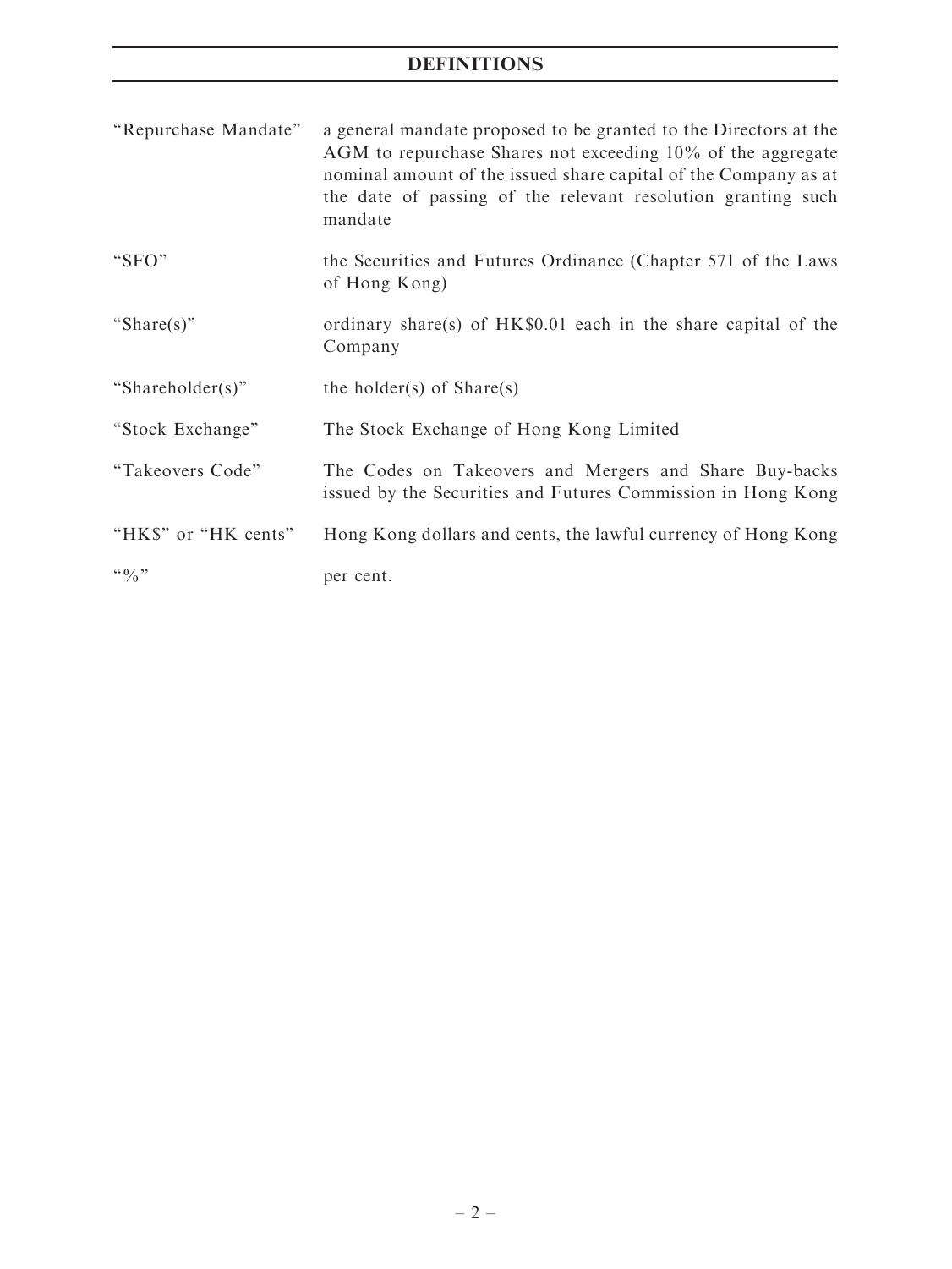## DEFINITIONS

| | |
|---|---|
| "Repurchase Mandate" | a general mandate proposed to be granted to the Directors at the AGM to repurchase Shares not exceeding 10% of the aggregate nominal amount of the issued share capital of the Company as at the date of passing of the relevant resolution granting such mandate |
| "SFO" | the Securities and Futures Ordinance (Chapter 571 of the Laws of Hong Kong) |
| "Share(s)" | ordinary share(s) of HK$0.01 each in the share capital of the Company |
| "Shareholder(s)" | the holder(s) of Share(s) |
| "Stock Exchange" | The Stock Exchange of Hong Kong Limited |
| "Takeovers Code" | The Codes on Takeovers and Mergers and Share Buy-backs issued by the Securities and Futures Commission in Hong Kong |
| "HK$" or "HK cents" | Hong Kong dollars and cents, the lawful currency of Hong Kong |
| "%" | per cent. |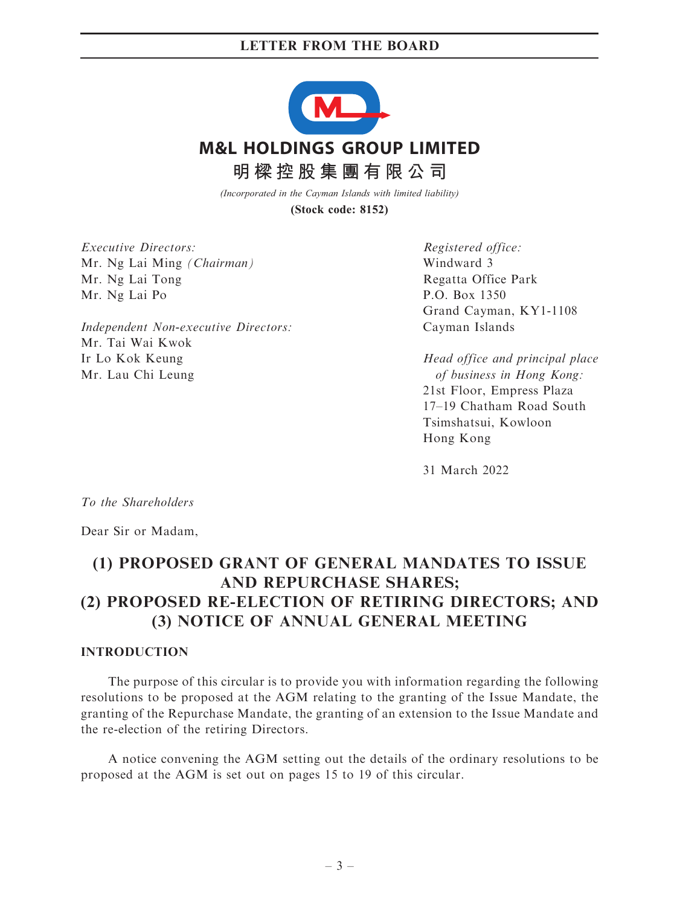# M&L HOLDINGS GROUP LIMITED

# 明樑控股集團有限公司

*(Incorporated in the Cayman Islands with limited liability)*

**(Stock code: 8152)**

*Executive Directors:*
Mr. Ng Lai Ming *(Chairman)*
Mr. Ng Lai Tong
Mr. Ng Lai Po

*Independent Non-executive Directors:*
Mr. Tai Wai Kwok
Ir Lo Kok Keung
Mr. Lau Chi Leung

*Registered office:*
Windward 3
Regatta Office Park
P.O. Box 1350
Grand Cayman, KY1-1108
Cayman Islands

*Head office and principal place of business in Hong Kong:*
21st Floor, Empress Plaza
17–19 Chatham Road South
Tsimshatsui, Kowloon
Hong Kong

31 March 2022

*To the Shareholders*

Dear Sir or Madam,

## (1) PROPOSED GRANT OF GENERAL MANDATES TO ISSUE AND REPURCHASE SHARES; (2) PROPOSED RE-ELECTION OF RETIRING DIRECTORS; AND (3) NOTICE OF ANNUAL GENERAL MEETING

### INTRODUCTION

The purpose of this circular is to provide you with information regarding the following resolutions to be proposed at the AGM relating to the granting of the Issue Mandate, the granting of the Repurchase Mandate, the granting of an extension to the Issue Mandate and the re-election of the retiring Directors.

A notice convening the AGM setting out the details of the ordinary resolutions to be proposed at the AGM is set out on pages 15 to 19 of this circular.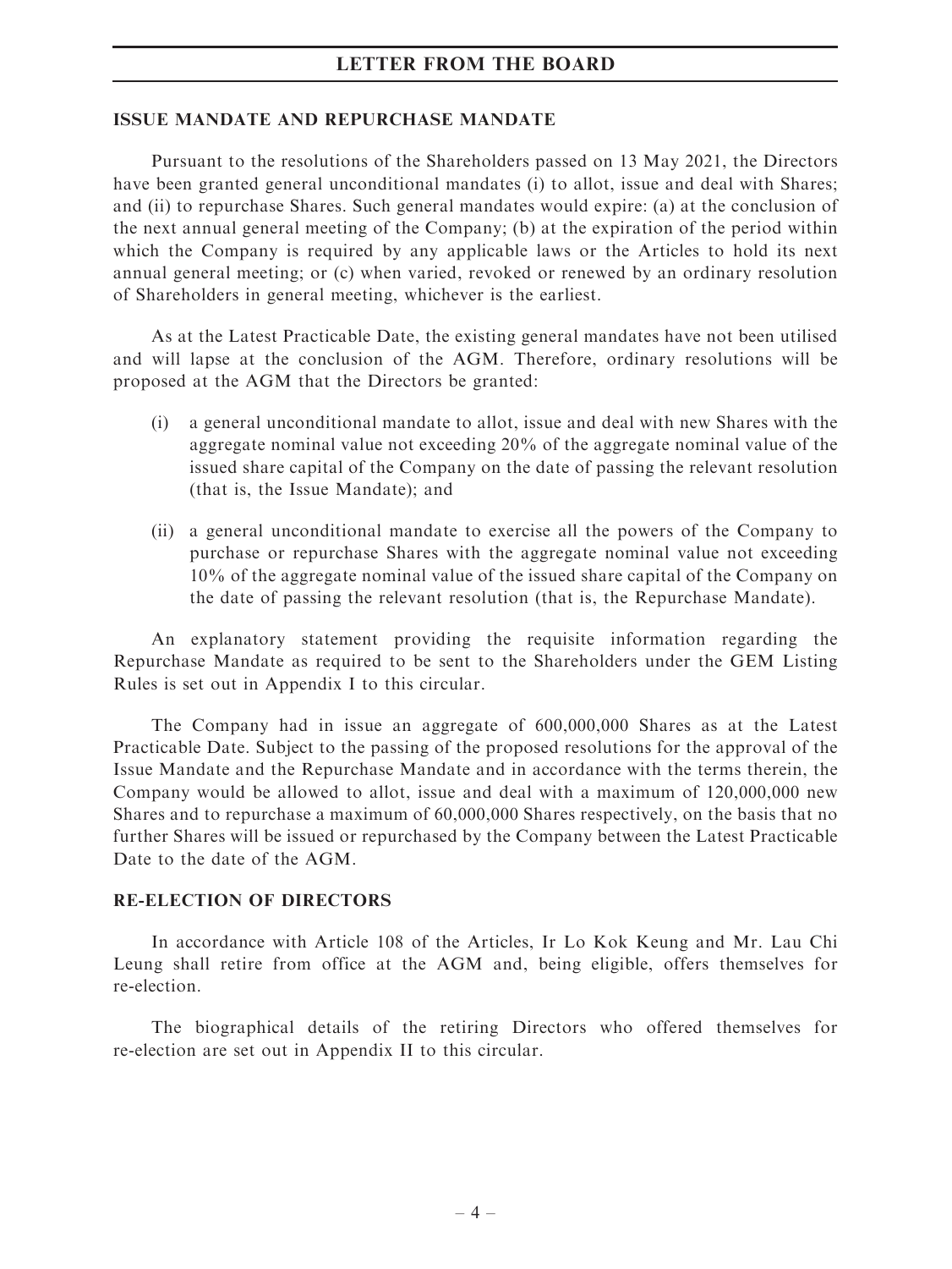## ISSUE MANDATE AND REPURCHASE MANDATE

Pursuant to the resolutions of the Shareholders passed on 13 May 2021, the Directors have been granted general unconditional mandates (i) to allot, issue and deal with Shares; and (ii) to repurchase Shares. Such general mandates would expire: (a) at the conclusion of the next annual general meeting of the Company; (b) at the expiration of the period within which the Company is required by any applicable laws or the Articles to hold its next annual general meeting; or (c) when varied, revoked or renewed by an ordinary resolution of Shareholders in general meeting, whichever is the earliest.

As at the Latest Practicable Date, the existing general mandates have not been utilised and will lapse at the conclusion of the AGM. Therefore, ordinary resolutions will be proposed at the AGM that the Directors be granted:

(i) a general unconditional mandate to allot, issue and deal with new Shares with the aggregate nominal value not exceeding 20% of the aggregate nominal value of the issued share capital of the Company on the date of passing the relevant resolution (that is, the Issue Mandate); and

(ii) a general unconditional mandate to exercise all the powers of the Company to purchase or repurchase Shares with the aggregate nominal value not exceeding 10% of the aggregate nominal value of the issued share capital of the Company on the date of passing the relevant resolution (that is, the Repurchase Mandate).

An explanatory statement providing the requisite information regarding the Repurchase Mandate as required to be sent to the Shareholders under the GEM Listing Rules is set out in Appendix I to this circular.

The Company had in issue an aggregate of 600,000,000 Shares as at the Latest Practicable Date. Subject to the passing of the proposed resolutions for the approval of the Issue Mandate and the Repurchase Mandate and in accordance with the terms therein, the Company would be allowed to allot, issue and deal with a maximum of 120,000,000 new Shares and to repurchase a maximum of 60,000,000 Shares respectively, on the basis that no further Shares will be issued or repurchased by the Company between the Latest Practicable Date to the date of the AGM.

## RE-ELECTION OF DIRECTORS

In accordance with Article 108 of the Articles, Ir Lo Kok Keung and Mr. Lau Chi Leung shall retire from office at the AGM and, being eligible, offers themselves for re-election.

The biographical details of the retiring Directors who offered themselves for re-election are set out in Appendix II to this circular.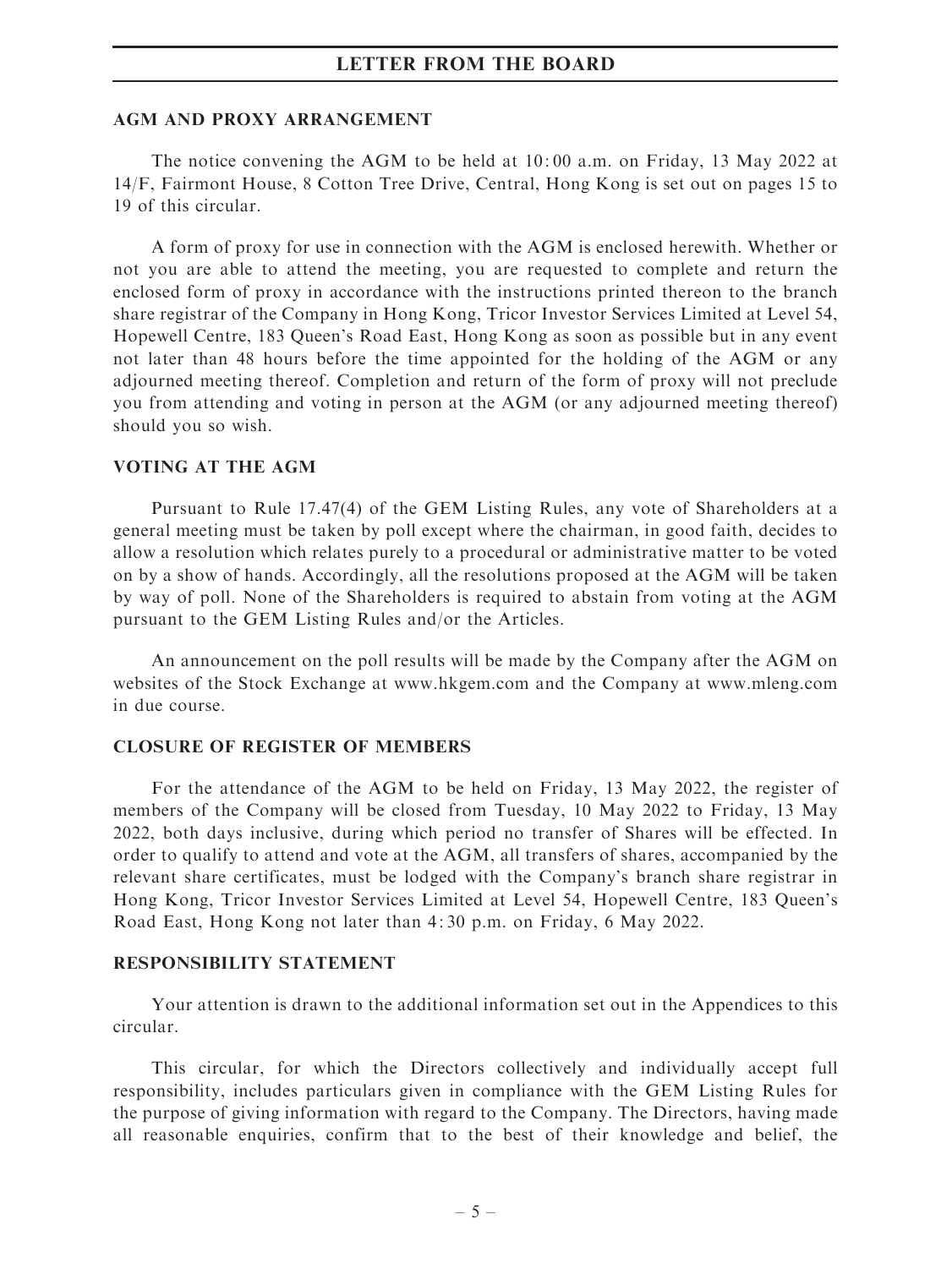## AGM AND PROXY ARRANGEMENT

The notice convening the AGM to be held at 10:00 a.m. on Friday, 13 May 2022 at 14/F, Fairmont House, 8 Cotton Tree Drive, Central, Hong Kong is set out on pages 15 to 19 of this circular.

A form of proxy for use in connection with the AGM is enclosed herewith. Whether or not you are able to attend the meeting, you are requested to complete and return the enclosed form of proxy in accordance with the instructions printed thereon to the branch share registrar of the Company in Hong Kong, Tricor Investor Services Limited at Level 54, Hopewell Centre, 183 Queen's Road East, Hong Kong as soon as possible but in any event not later than 48 hours before the time appointed for the holding of the AGM or any adjourned meeting thereof. Completion and return of the form of proxy will not preclude you from attending and voting in person at the AGM (or any adjourned meeting thereof) should you so wish.

## VOTING AT THE AGM

Pursuant to Rule 17.47(4) of the GEM Listing Rules, any vote of Shareholders at a general meeting must be taken by poll except where the chairman, in good faith, decides to allow a resolution which relates purely to a procedural or administrative matter to be voted on by a show of hands. Accordingly, all the resolutions proposed at the AGM will be taken by way of poll. None of the Shareholders is required to abstain from voting at the AGM pursuant to the GEM Listing Rules and/or the Articles.

An announcement on the poll results will be made by the Company after the AGM on websites of the Stock Exchange at www.hkgem.com and the Company at www.mleng.com in due course.

## CLOSURE OF REGISTER OF MEMBERS

For the attendance of the AGM to be held on Friday, 13 May 2022, the register of members of the Company will be closed from Tuesday, 10 May 2022 to Friday, 13 May 2022, both days inclusive, during which period no transfer of Shares will be effected. In order to qualify to attend and vote at the AGM, all transfers of shares, accompanied by the relevant share certificates, must be lodged with the Company's branch share registrar in Hong Kong, Tricor Investor Services Limited at Level 54, Hopewell Centre, 183 Queen's Road East, Hong Kong not later than 4:30 p.m. on Friday, 6 May 2022.

## RESPONSIBILITY STATEMENT

Your attention is drawn to the additional information set out in the Appendices to this circular.

This circular, for which the Directors collectively and individually accept full responsibility, includes particulars given in compliance with the GEM Listing Rules for the purpose of giving information with regard to the Company. The Directors, having made all reasonable enquiries, confirm that to the best of their knowledge and belief, the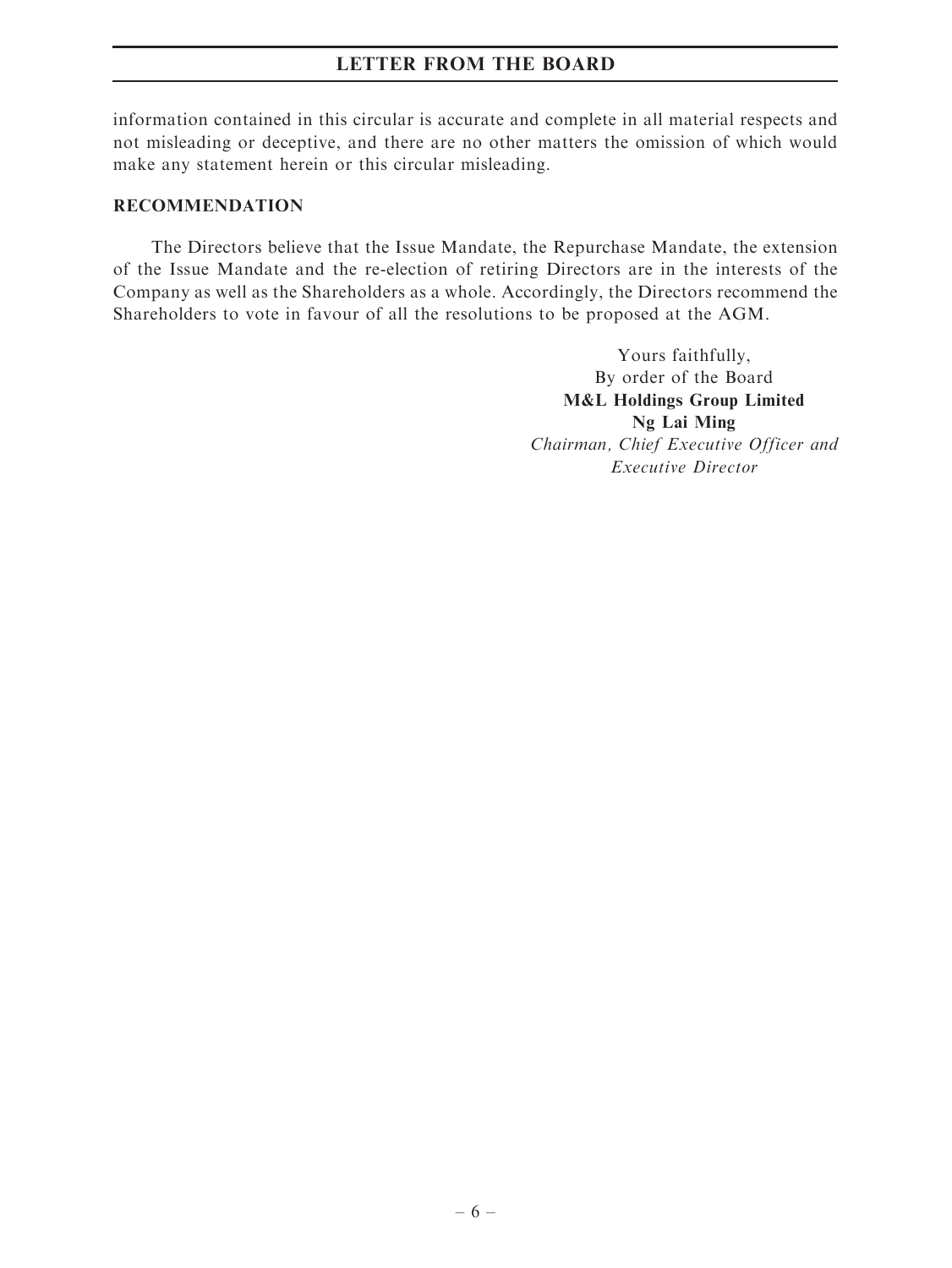information contained in this circular is accurate and complete in all material respects and not misleading or deceptive, and there are no other matters the omission of which would make any statement herein or this circular misleading.

## RECOMMENDATION

The Directors believe that the Issue Mandate, the Repurchase Mandate, the extension of the Issue Mandate and the re-election of retiring Directors are in the interests of the Company as well as the Shareholders as a whole. Accordingly, the Directors recommend the Shareholders to vote in favour of all the resolutions to be proposed at the AGM.

Yours faithfully,
By order of the Board
**M&L Holdings Group Limited**
**Ng Lai Ming**
*Chairman, Chief Executive Officer and Executive Director*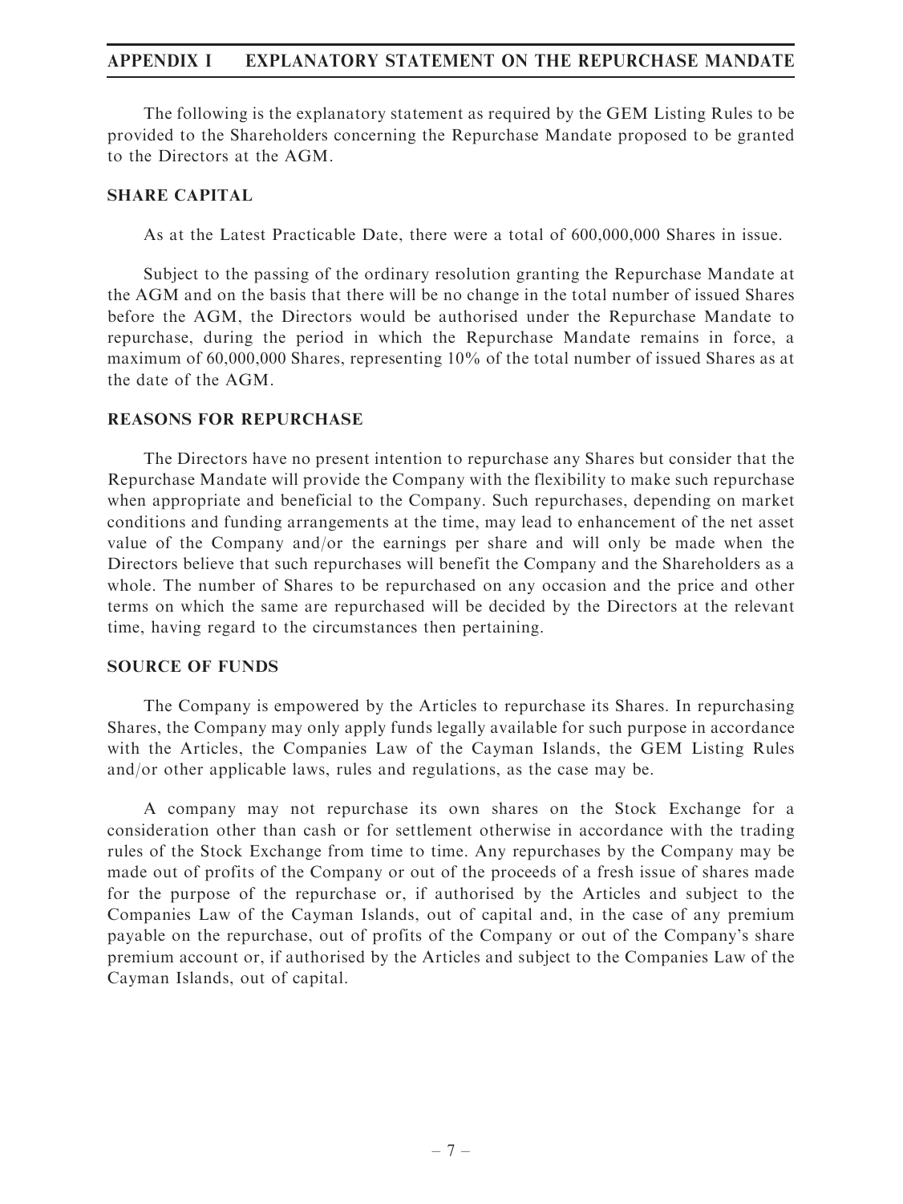## APPENDIX I EXPLANATORY STATEMENT ON THE REPURCHASE MANDATE

The following is the explanatory statement as required by the GEM Listing Rules to be provided to the Shareholders concerning the Repurchase Mandate proposed to be granted to the Directors at the AGM.

### SHARE CAPITAL

As at the Latest Practicable Date, there were a total of 600,000,000 Shares in issue.

Subject to the passing of the ordinary resolution granting the Repurchase Mandate at the AGM and on the basis that there will be no change in the total number of issued Shares before the AGM, the Directors would be authorised under the Repurchase Mandate to repurchase, during the period in which the Repurchase Mandate remains in force, a maximum of 60,000,000 Shares, representing 10% of the total number of issued Shares as at the date of the AGM.

### REASONS FOR REPURCHASE

The Directors have no present intention to repurchase any Shares but consider that the Repurchase Mandate will provide the Company with the flexibility to make such repurchase when appropriate and beneficial to the Company. Such repurchases, depending on market conditions and funding arrangements at the time, may lead to enhancement of the net asset value of the Company and/or the earnings per share and will only be made when the Directors believe that such repurchases will benefit the Company and the Shareholders as a whole. The number of Shares to be repurchased on any occasion and the price and other terms on which the same are repurchased will be decided by the Directors at the relevant time, having regard to the circumstances then pertaining.

### SOURCE OF FUNDS

The Company is empowered by the Articles to repurchase its Shares. In repurchasing Shares, the Company may only apply funds legally available for such purpose in accordance with the Articles, the Companies Law of the Cayman Islands, the GEM Listing Rules and/or other applicable laws, rules and regulations, as the case may be.

A company may not repurchase its own shares on the Stock Exchange for a consideration other than cash or for settlement otherwise in accordance with the trading rules of the Stock Exchange from time to time. Any repurchases by the Company may be made out of profits of the Company or out of the proceeds of a fresh issue of shares made for the purpose of the repurchase or, if authorised by the Articles and subject to the Companies Law of the Cayman Islands, out of capital and, in the case of any premium payable on the repurchase, out of profits of the Company or out of the Company's share premium account or, if authorised by the Articles and subject to the Companies Law of the Cayman Islands, out of capital.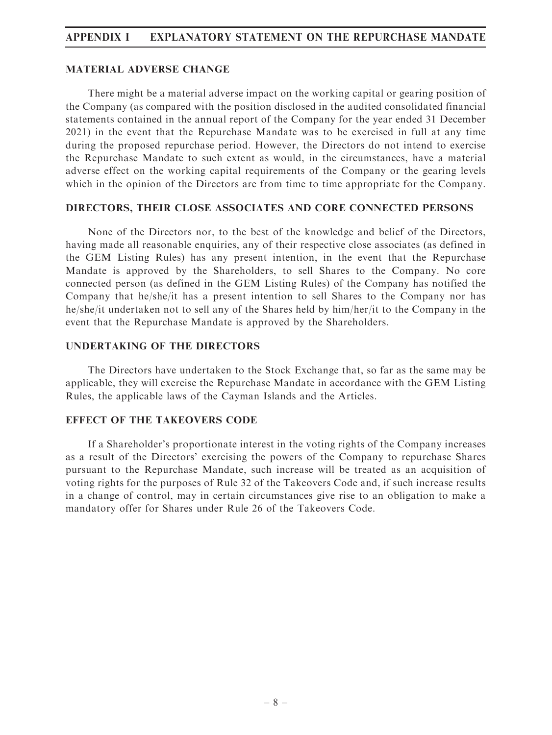## MATERIAL ADVERSE CHANGE

There might be a material adverse impact on the working capital or gearing position of the Company (as compared with the position disclosed in the audited consolidated financial statements contained in the annual report of the Company for the year ended 31 December 2021) in the event that the Repurchase Mandate was to be exercised in full at any time during the proposed repurchase period. However, the Directors do not intend to exercise the Repurchase Mandate to such extent as would, in the circumstances, have a material adverse effect on the working capital requirements of the Company or the gearing levels which in the opinion of the Directors are from time to time appropriate for the Company.

## DIRECTORS, THEIR CLOSE ASSOCIATES AND CORE CONNECTED PERSONS

None of the Directors nor, to the best of the knowledge and belief of the Directors, having made all reasonable enquiries, any of their respective close associates (as defined in the GEM Listing Rules) has any present intention, in the event that the Repurchase Mandate is approved by the Shareholders, to sell Shares to the Company. No core connected person (as defined in the GEM Listing Rules) of the Company has notified the Company that he/she/it has a present intention to sell Shares to the Company nor has he/she/it undertaken not to sell any of the Shares held by him/her/it to the Company in the event that the Repurchase Mandate is approved by the Shareholders.

## UNDERTAKING OF THE DIRECTORS

The Directors have undertaken to the Stock Exchange that, so far as the same may be applicable, they will exercise the Repurchase Mandate in accordance with the GEM Listing Rules, the applicable laws of the Cayman Islands and the Articles.

## EFFECT OF THE TAKEOVERS CODE

If a Shareholder's proportionate interest in the voting rights of the Company increases as a result of the Directors' exercising the powers of the Company to repurchase Shares pursuant to the Repurchase Mandate, such increase will be treated as an acquisition of voting rights for the purposes of Rule 32 of the Takeovers Code and, if such increase results in a change of control, may in certain circumstances give rise to an obligation to make a mandatory offer for Shares under Rule 26 of the Takeovers Code.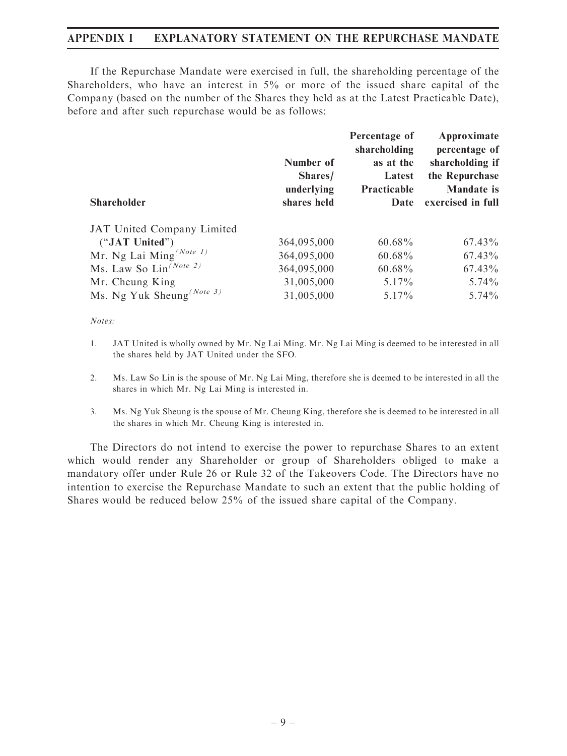If the Repurchase Mandate were exercised in full, the shareholding percentage of the Shareholders, who have an interest in 5% or more of the issued share capital of the Company (based on the number of the Shares they held as at the Latest Practicable Date), before and after such repurchase would be as follows:

| Shareholder | Number of Shares/ underlying shares held | Percentage of shareholding as at the Latest Practicable Date | Approximate percentage of shareholding if the Repurchase Mandate is exercised in full |
|---|---|---|---|
| JAT United Company Limited ("**JAT United**") | 364,095,000 | 60.68% | 67.43% |
| Mr. Ng Lai Ming *(Note 1)* | 364,095,000 | 60.68% | 67.43% |
| Ms. Law So Lin *(Note 2)* | 364,095,000 | 60.68% | 67.43% |
| Mr. Cheung King | 31,005,000 | 5.17% | 5.74% |
| Ms. Ng Yuk Sheung *(Note 3)* | 31,005,000 | 5.17% | 5.74% |

*Notes:*

1. JAT United is wholly owned by Mr. Ng Lai Ming. Mr. Ng Lai Ming is deemed to be interested in all the shares held by JAT United under the SFO.

2. Ms. Law So Lin is the spouse of Mr. Ng Lai Ming, therefore she is deemed to be interested in all the shares in which Mr. Ng Lai Ming is interested in.

3. Ms. Ng Yuk Sheung is the spouse of Mr. Cheung King, therefore she is deemed to be interested in all the shares in which Mr. Cheung King is interested in.

The Directors do not intend to exercise the power to repurchase Shares to an extent which would render any Shareholder or group of Shareholders obliged to make a mandatory offer under Rule 26 or Rule 32 of the Takeovers Code. The Directors have no intention to exercise the Repurchase Mandate to such an extent that the public holding of Shares would be reduced below 25% of the issued share capital of the Company.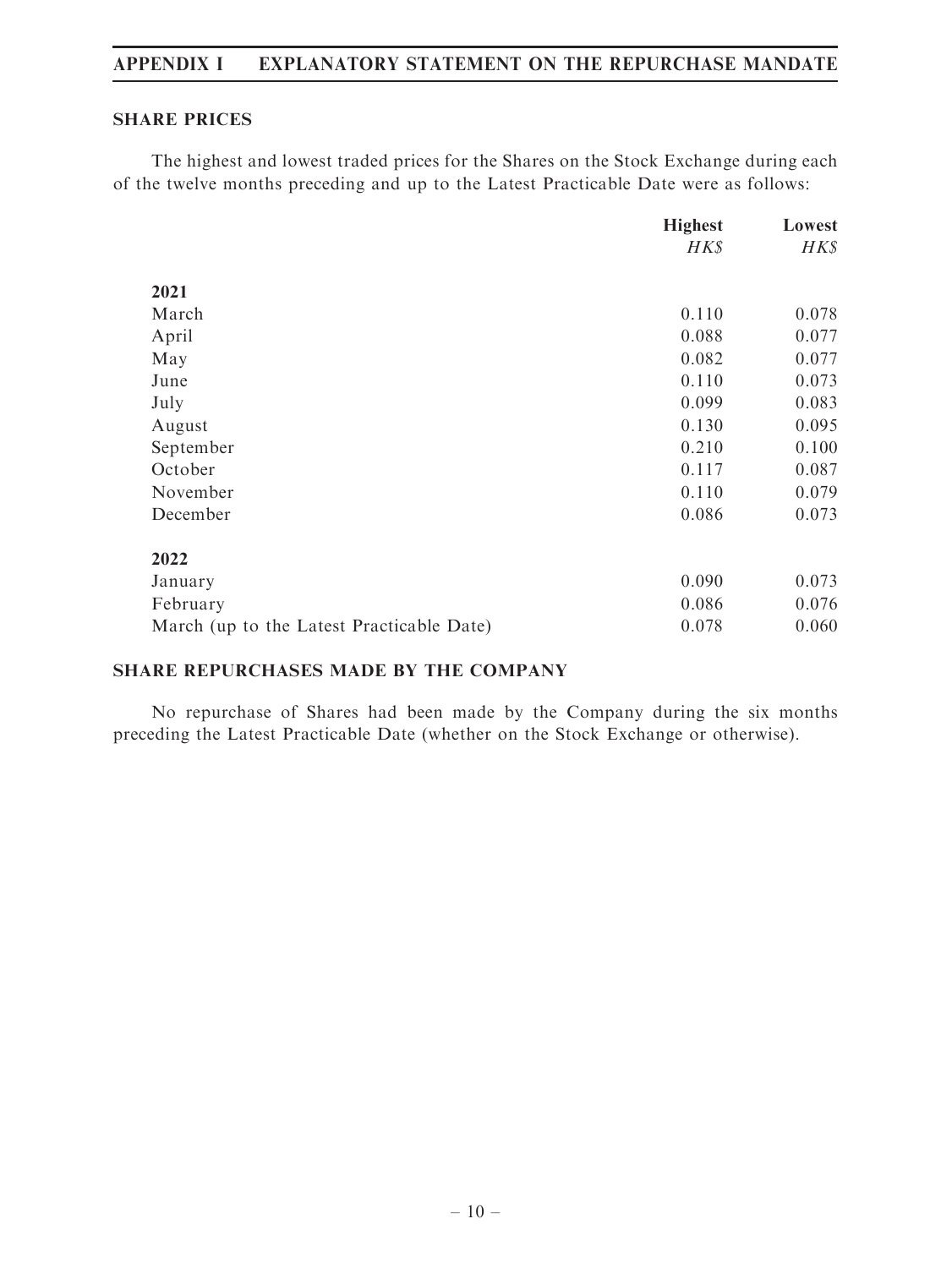## SHARE PRICES

The highest and lowest traded prices for the Shares on the Stock Exchange during each of the twelve months preceding and up to the Latest Practicable Date were as follows:

| | Highest | Lowest |
|---|---|---|
| | *HK$* | *HK$* |
| **2021** | | |
| March | 0.110 | 0.078 |
| April | 0.088 | 0.077 |
| May | 0.082 | 0.077 |
| June | 0.110 | 0.073 |
| July | 0.099 | 0.083 |
| August | 0.130 | 0.095 |
| September | 0.210 | 0.100 |
| October | 0.117 | 0.087 |
| November | 0.110 | 0.079 |
| December | 0.086 | 0.073 |
| **2022** | | |
| January | 0.090 | 0.073 |
| February | 0.086 | 0.076 |
| March (up to the Latest Practicable Date) | 0.078 | 0.060 |

## SHARE REPURCHASES MADE BY THE COMPANY

No repurchase of Shares had been made by the Company during the six months preceding the Latest Practicable Date (whether on the Stock Exchange or otherwise).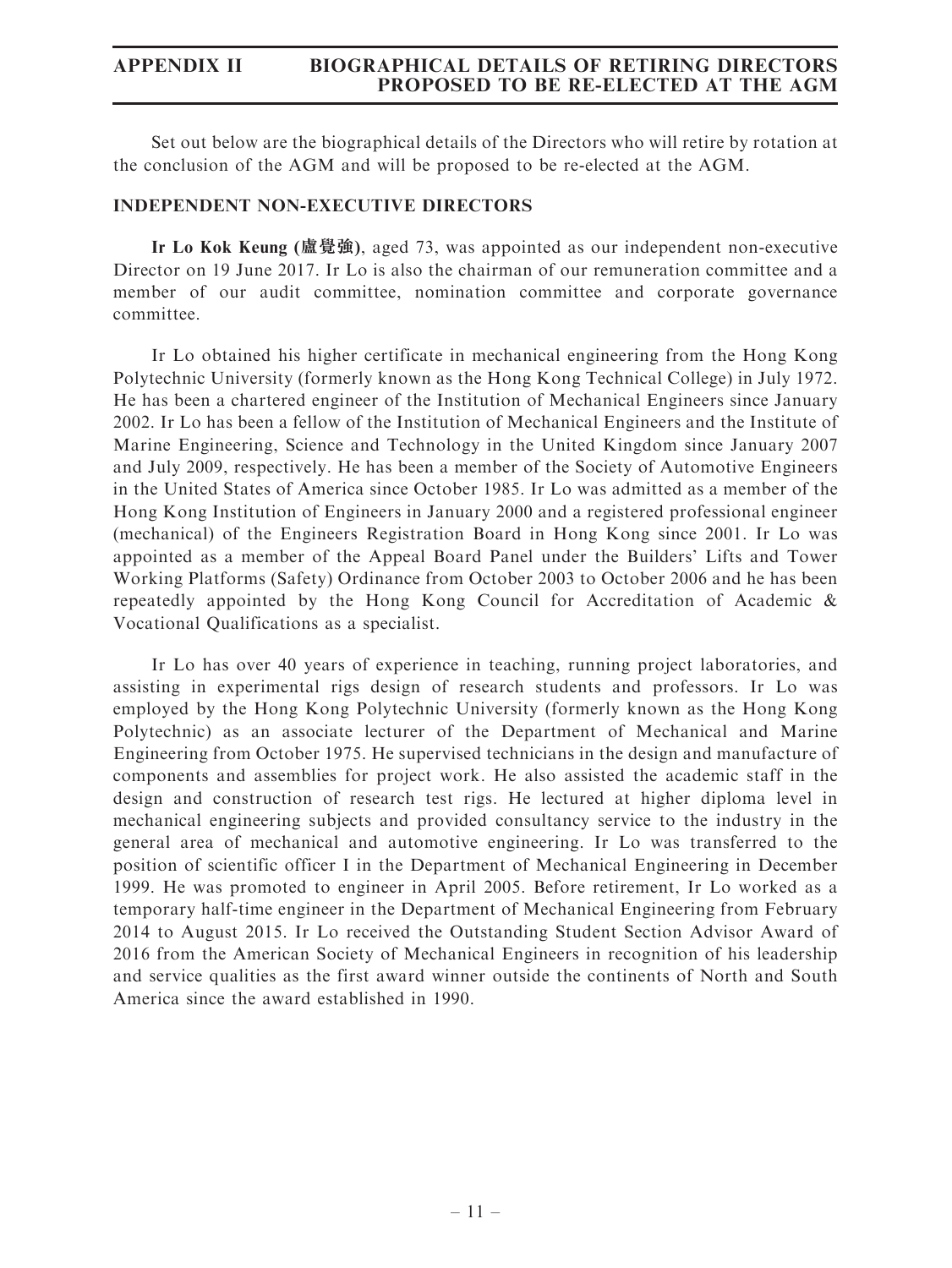# APPENDIX II BIOGRAPHICAL DETAILS OF RETIRING DIRECTORS PROPOSED TO BE RE-ELECTED AT THE AGM

Set out below are the biographical details of the Directors who will retire by rotation at the conclusion of the AGM and will be proposed to be re-elected at the AGM.

## INDEPENDENT NON-EXECUTIVE DIRECTORS

**Ir Lo Kok Keung (盧覺強)**, aged 73, was appointed as our independent non-executive Director on 19 June 2017. Ir Lo is also the chairman of our remuneration committee and a member of our audit committee, nomination committee and corporate governance committee.

Ir Lo obtained his higher certificate in mechanical engineering from the Hong Kong Polytechnic University (formerly known as the Hong Kong Technical College) in July 1972. He has been a chartered engineer of the Institution of Mechanical Engineers since January 2002. Ir Lo has been a fellow of the Institution of Mechanical Engineers and the Institute of Marine Engineering, Science and Technology in the United Kingdom since January 2007 and July 2009, respectively. He has been a member of the Society of Automotive Engineers in the United States of America since October 1985. Ir Lo was admitted as a member of the Hong Kong Institution of Engineers in January 2000 and a registered professional engineer (mechanical) of the Engineers Registration Board in Hong Kong since 2001. Ir Lo was appointed as a member of the Appeal Board Panel under the Builders' Lifts and Tower Working Platforms (Safety) Ordinance from October 2003 to October 2006 and he has been repeatedly appointed by the Hong Kong Council for Accreditation of Academic & Vocational Qualifications as a specialist.

Ir Lo has over 40 years of experience in teaching, running project laboratories, and assisting in experimental rigs design of research students and professors. Ir Lo was employed by the Hong Kong Polytechnic University (formerly known as the Hong Kong Polytechnic) as an associate lecturer of the Department of Mechanical and Marine Engineering from October 1975. He supervised technicians in the design and manufacture of components and assemblies for project work. He also assisted the academic staff in the design and construction of research test rigs. He lectured at higher diploma level in mechanical engineering subjects and provided consultancy service to the industry in the general area of mechanical and automotive engineering. Ir Lo was transferred to the position of scientific officer I in the Department of Mechanical Engineering in December 1999. He was promoted to engineer in April 2005. Before retirement, Ir Lo worked as a temporary half-time engineer in the Department of Mechanical Engineering from February 2014 to August 2015. Ir Lo received the Outstanding Student Section Advisor Award of 2016 from the American Society of Mechanical Engineers in recognition of his leadership and service qualities as the first award winner outside the continents of North and South America since the award established in 1990.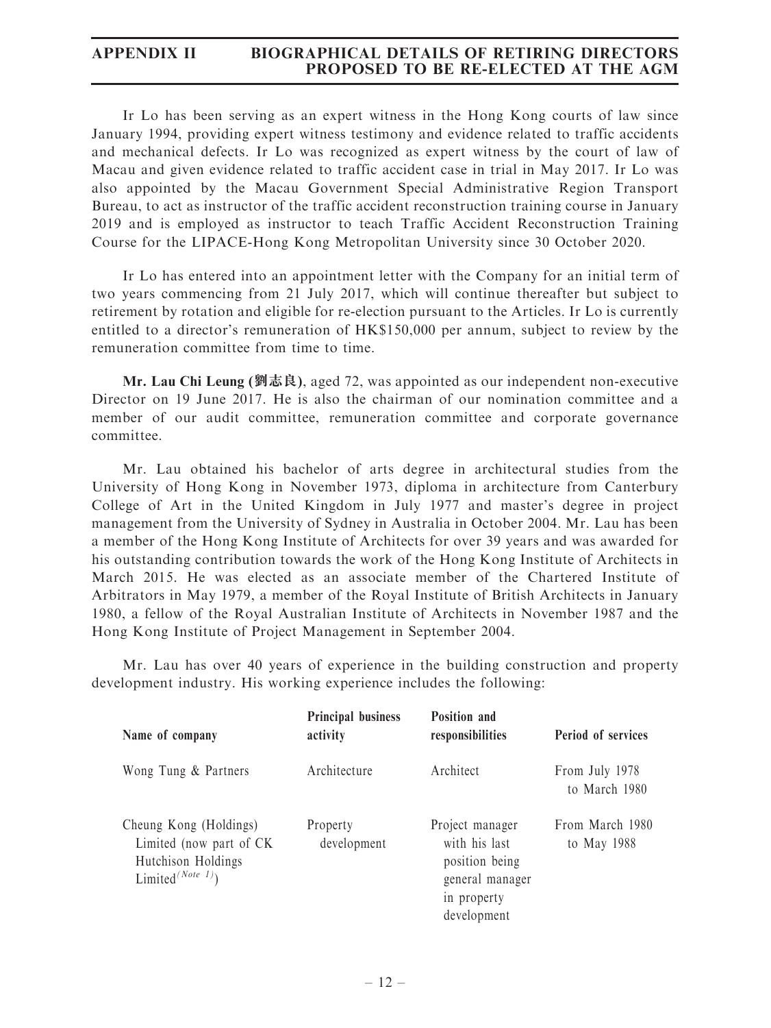Ir Lo has been serving as an expert witness in the Hong Kong courts of law since January 1994, providing expert witness testimony and evidence related to traffic accidents and mechanical defects. Ir Lo was recognized as expert witness by the court of law of Macau and given evidence related to traffic accident case in trial in May 2017. Ir Lo was also appointed by the Macau Government Special Administrative Region Transport Bureau, to act as instructor of the traffic accident reconstruction training course in January 2019 and is employed as instructor to teach Traffic Accident Reconstruction Training Course for the LIPACE-Hong Kong Metropolitan University since 30 October 2020.

Ir Lo has entered into an appointment letter with the Company for an initial term of two years commencing from 21 July 2017, which will continue thereafter but subject to retirement by rotation and eligible for re-election pursuant to the Articles. Ir Lo is currently entitled to a director's remuneration of HK$150,000 per annum, subject to review by the remuneration committee from time to time.

**Mr. Lau Chi Leung (劉志良)**, aged 72, was appointed as our independent non-executive Director on 19 June 2017. He is also the chairman of our nomination committee and a member of our audit committee, remuneration committee and corporate governance committee.

Mr. Lau obtained his bachelor of arts degree in architectural studies from the University of Hong Kong in November 1973, diploma in architecture from Canterbury College of Art in the United Kingdom in July 1977 and master's degree in project management from the University of Sydney in Australia in October 2004. Mr. Lau has been a member of the Hong Kong Institute of Architects for over 39 years and was awarded for his outstanding contribution towards the work of the Hong Kong Institute of Architects in March 2015. He was elected as an associate member of the Chartered Institute of Arbitrators in May 1979, a member of the Royal Institute of British Architects in January 1980, a fellow of the Royal Australian Institute of Architects in November 1987 and the Hong Kong Institute of Project Management in September 2004.

Mr. Lau has over 40 years of experience in the building construction and property development industry. His working experience includes the following:

| Name of company | Principal business activity | Position and responsibilities | Period of services |
|---|---|---|---|
| Wong Tung & Partners | Architecture | Architect | From July 1978 to March 1980 |
| Cheung Kong (Holdings) Limited (now part of CK Hutchison Holdings Limited(Note 1)) | Property development | Project manager with his last position being general manager in property development | From March 1980 to May 1988 |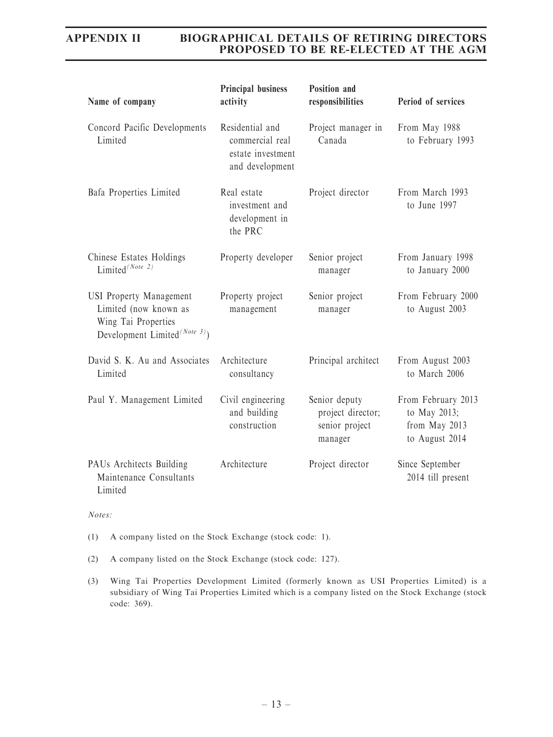| Name of company | Principal business activity | Position and responsibilities | Period of services |
|---|---|---|---|
| Concord Pacific Developments Limited | Residential and commercial real estate investment and development | Project manager in Canada | From May 1988 to February 1993 |
| Bafa Properties Limited | Real estate investment and development in the PRC | Project director | From March 1993 to June 1997 |
| Chinese Estates Holdings Limited(Note 2) | Property developer | Senior project manager | From January 1998 to January 2000 |
| USI Property Management Limited (now known as Wing Tai Properties Development Limited(Note 3)) | Property project management | Senior project manager | From February 2000 to August 2003 |
| David S. K. Au and Associates Limited | Architecture consultancy | Principal architect | From August 2003 to March 2006 |
| Paul Y. Management Limited | Civil engineering and building construction | Senior deputy project director; senior project manager | From February 2013 to May 2013; from May 2013 to August 2014 |
| PAUs Architects Building Maintenance Consultants Limited | Architecture | Project director | Since September 2014 till present |

*Notes:*

(1) A company listed on the Stock Exchange (stock code: 1).

(2) A company listed on the Stock Exchange (stock code: 127).

(3) Wing Tai Properties Development Limited (formerly known as USI Properties Limited) is a subsidiary of Wing Tai Properties Limited which is a company listed on the Stock Exchange (stock code: 369).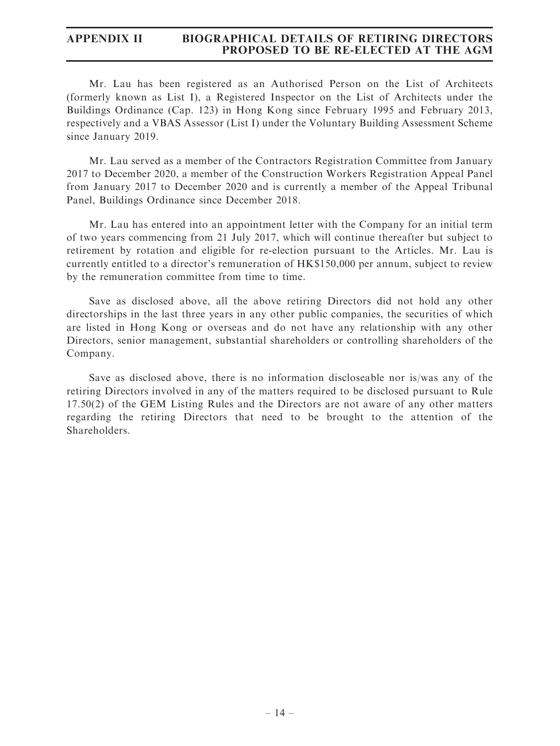Mr. Lau has been registered as an Authorised Person on the List of Architects (formerly known as List I), a Registered Inspector on the List of Architects under the Buildings Ordinance (Cap. 123) in Hong Kong since February 1995 and February 2013, respectively and a VBAS Assessor (List I) under the Voluntary Building Assessment Scheme since January 2019.

Mr. Lau served as a member of the Contractors Registration Committee from January 2017 to December 2020, a member of the Construction Workers Registration Appeal Panel from January 2017 to December 2020 and is currently a member of the Appeal Tribunal Panel, Buildings Ordinance since December 2018.

Mr. Lau has entered into an appointment letter with the Company for an initial term of two years commencing from 21 July 2017, which will continue thereafter but subject to retirement by rotation and eligible for re-election pursuant to the Articles. Mr. Lau is currently entitled to a director's remuneration of HK$150,000 per annum, subject to review by the remuneration committee from time to time.

Save as disclosed above, all the above retiring Directors did not hold any other directorships in the last three years in any other public companies, the securities of which are listed in Hong Kong or overseas and do not have any relationship with any other Directors, senior management, substantial shareholders or controlling shareholders of the Company.

Save as disclosed above, there is no information discloseable nor is/was any of the retiring Directors involved in any of the matters required to be disclosed pursuant to Rule 17.50(2) of the GEM Listing Rules and the Directors are not aware of any other matters regarding the retiring Directors that need to be brought to the attention of the Shareholders.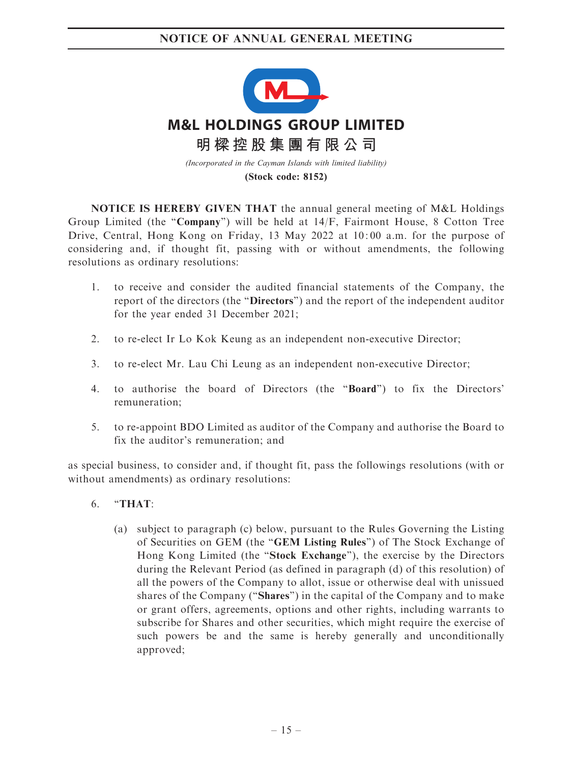# NOTICE OF ANNUAL GENERAL MEETING

**M&L HOLDINGS GROUP LIMITED**

**明樑控股集團有限公司**

*(Incorporated in the Cayman Islands with limited liability)*

**(Stock code: 8152)**

**NOTICE IS HEREBY GIVEN THAT** the annual general meeting of M&L Holdings Group Limited (the "**Company**") will be held at 14/F, Fairmont House, 8 Cotton Tree Drive, Central, Hong Kong on Friday, 13 May 2022 at 10:00 a.m. for the purpose of considering and, if thought fit, passing with or without amendments, the following resolutions as ordinary resolutions:

1. to receive and consider the audited financial statements of the Company, the report of the directors (the "**Directors**") and the report of the independent auditor for the year ended 31 December 2021;

2. to re-elect Ir Lo Kok Keung as an independent non-executive Director;

3. to re-elect Mr. Lau Chi Leung as an independent non-executive Director;

4. to authorise the board of Directors (the "**Board**") to fix the Directors' remuneration;

5. to re-appoint BDO Limited as auditor of the Company and authorise the Board to fix the auditor's remuneration; and

as special business, to consider and, if thought fit, pass the followings resolutions (with or without amendments) as ordinary resolutions:

6. "**THAT**:

   (a) subject to paragraph (c) below, pursuant to the Rules Governing the Listing of Securities on GEM (the "**GEM Listing Rules**") of The Stock Exchange of Hong Kong Limited (the "**Stock Exchange**"), the exercise by the Directors during the Relevant Period (as defined in paragraph (d) of this resolution) of all the powers of the Company to allot, issue or otherwise deal with unissued shares of the Company ("**Shares**") in the capital of the Company and to make or grant offers, agreements, options and other rights, including warrants to subscribe for Shares and other securities, which might require the exercise of such powers be and the same is hereby generally and unconditionally approved;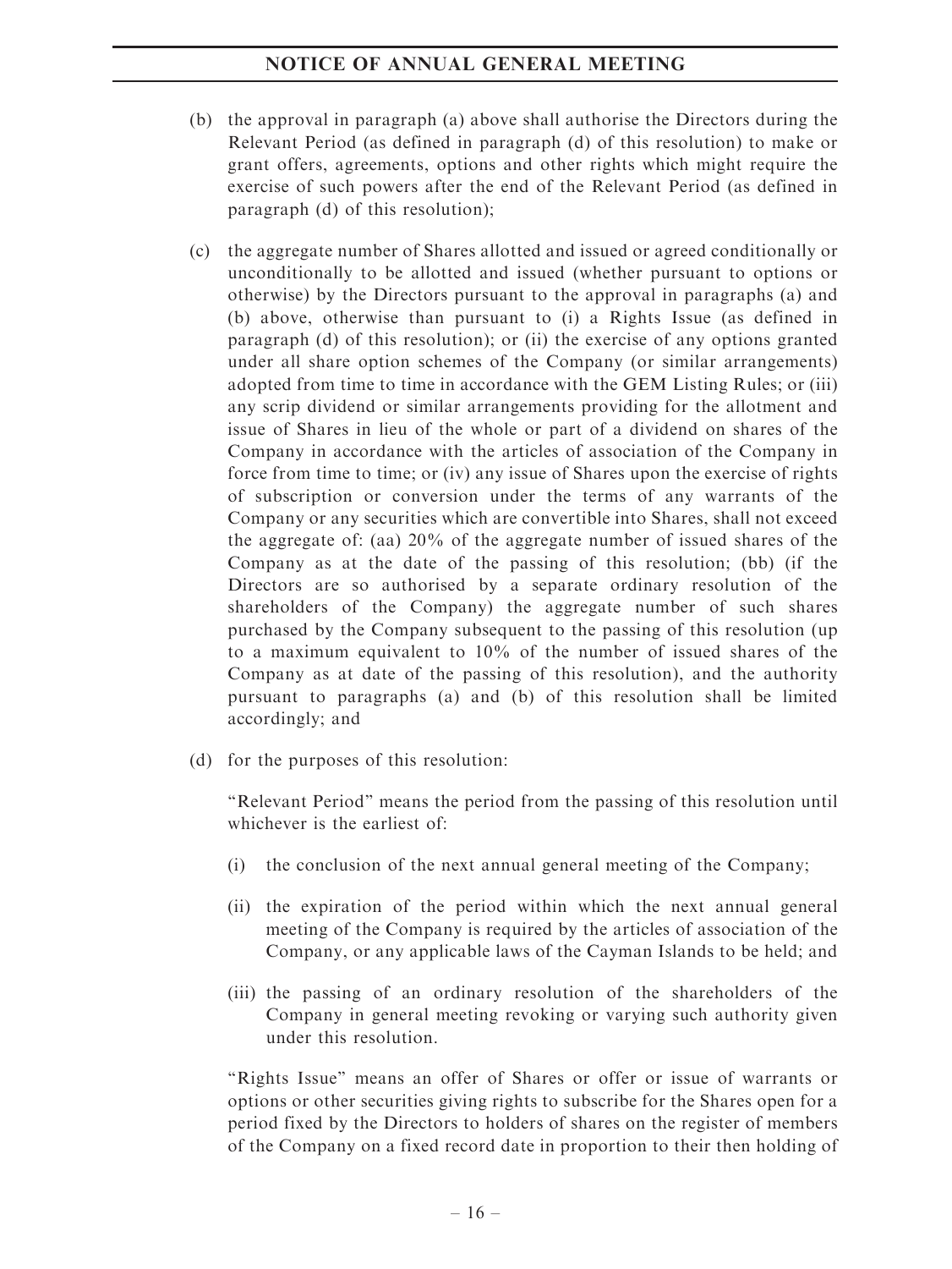(b) the approval in paragraph (a) above shall authorise the Directors during the Relevant Period (as defined in paragraph (d) of this resolution) to make or grant offers, agreements, options and other rights which might require the exercise of such powers after the end of the Relevant Period (as defined in paragraph (d) of this resolution);

(c) the aggregate number of Shares allotted and issued or agreed conditionally or unconditionally to be allotted and issued (whether pursuant to options or otherwise) by the Directors pursuant to the approval in paragraphs (a) and (b) above, otherwise than pursuant to (i) a Rights Issue (as defined in paragraph (d) of this resolution); or (ii) the exercise of any options granted under all share option schemes of the Company (or similar arrangements) adopted from time to time in accordance with the GEM Listing Rules; or (iii) any scrip dividend or similar arrangements providing for the allotment and issue of Shares in lieu of the whole or part of a dividend on shares of the Company in accordance with the articles of association of the Company in force from time to time; or (iv) any issue of Shares upon the exercise of rights of subscription or conversion under the terms of any warrants of the Company or any securities which are convertible into Shares, shall not exceed the aggregate of: (aa) 20% of the aggregate number of issued shares of the Company as at the date of the passing of this resolution; (bb) (if the Directors are so authorised by a separate ordinary resolution of the shareholders of the Company) the aggregate number of such shares purchased by the Company subsequent to the passing of this resolution (up to a maximum equivalent to 10% of the number of issued shares of the Company as at date of the passing of this resolution), and the authority pursuant to paragraphs (a) and (b) of this resolution shall be limited accordingly; and

(d) for the purposes of this resolution:

"Relevant Period" means the period from the passing of this resolution until whichever is the earliest of:

(i) the conclusion of the next annual general meeting of the Company;

(ii) the expiration of the period within which the next annual general meeting of the Company is required by the articles of association of the Company, or any applicable laws of the Cayman Islands to be held; and

(iii) the passing of an ordinary resolution of the shareholders of the Company in general meeting revoking or varying such authority given under this resolution.

"Rights Issue" means an offer of Shares or offer or issue of warrants or options or other securities giving rights to subscribe for the Shares open for a period fixed by the Directors to holders of shares on the register of members of the Company on a fixed record date in proportion to their then holding of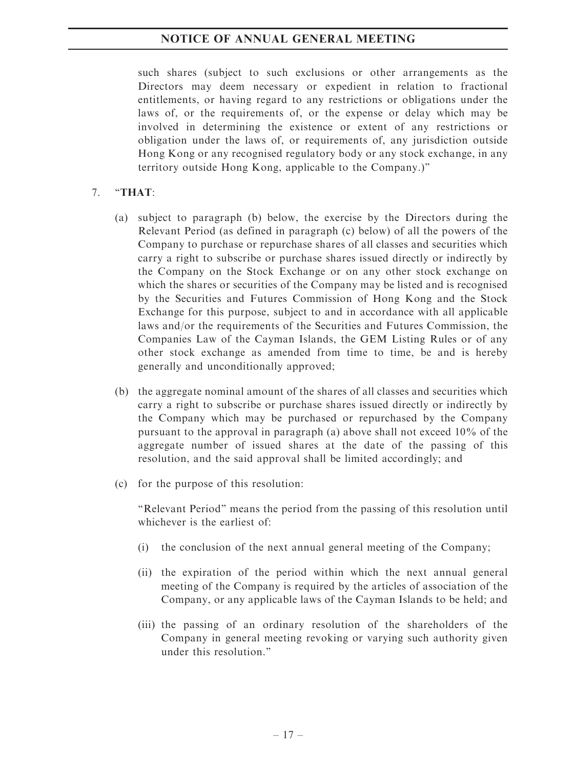such shares (subject to such exclusions or other arrangements as the Directors may deem necessary or expedient in relation to fractional entitlements, or having regard to any restrictions or obligations under the laws of, or the requirements of, or the expense or delay which may be involved in determining the existence or extent of any restrictions or obligation under the laws of, or requirements of, any jurisdiction outside Hong Kong or any recognised regulatory body or any stock exchange, in any territory outside Hong Kong, applicable to the Company.)"

7. "**THAT**:

   (a) subject to paragraph (b) below, the exercise by the Directors during the Relevant Period (as defined in paragraph (c) below) of all the powers of the Company to purchase or repurchase shares of all classes and securities which carry a right to subscribe or purchase shares issued directly or indirectly by the Company on the Stock Exchange or on any other stock exchange on which the shares or securities of the Company may be listed and is recognised by the Securities and Futures Commission of Hong Kong and the Stock Exchange for this purpose, subject to and in accordance with all applicable laws and/or the requirements of the Securities and Futures Commission, the Companies Law of the Cayman Islands, the GEM Listing Rules or of any other stock exchange as amended from time to time, be and is hereby generally and unconditionally approved;

   (b) the aggregate nominal amount of the shares of all classes and securities which carry a right to subscribe or purchase shares issued directly or indirectly by the Company which may be purchased or repurchased by the Company pursuant to the approval in paragraph (a) above shall not exceed 10% of the aggregate number of issued shares at the date of the passing of this resolution, and the said approval shall be limited accordingly; and

   (c) for the purpose of this resolution:

   "Relevant Period" means the period from the passing of this resolution until whichever is the earliest of:

   (i) the conclusion of the next annual general meeting of the Company;

   (ii) the expiration of the period within which the next annual general meeting of the Company is required by the articles of association of the Company, or any applicable laws of the Cayman Islands to be held; and

   (iii) the passing of an ordinary resolution of the shareholders of the Company in general meeting revoking or varying such authority given under this resolution."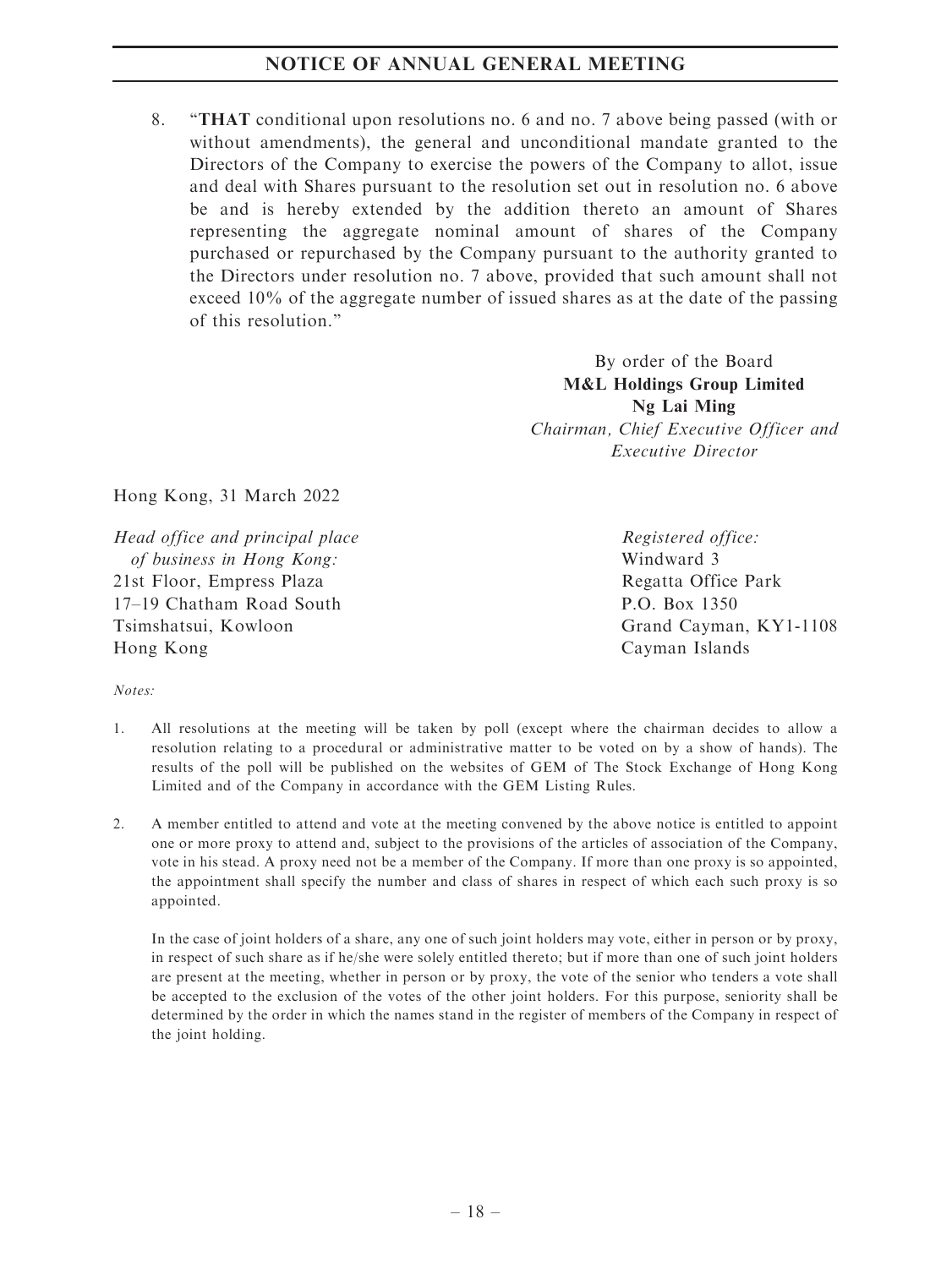8. "**THAT** conditional upon resolutions no. 6 and no. 7 above being passed (with or without amendments), the general and unconditional mandate granted to the Directors of the Company to exercise the powers of the Company to allot, issue and deal with Shares pursuant to the resolution set out in resolution no. 6 above be and is hereby extended by the addition thereto an amount of Shares representing the aggregate nominal amount of shares of the Company purchased or repurchased by the Company pursuant to the authority granted to the Directors under resolution no. 7 above, provided that such amount shall not exceed 10% of the aggregate number of issued shares as at the date of the passing of this resolution."

By order of the Board
**M&L Holdings Group Limited**
**Ng Lai Ming**
*Chairman, Chief Executive Officer and Executive Director*

Hong Kong, 31 March 2022

*Head office and principal place of business in Hong Kong:*
21st Floor, Empress Plaza
17–19 Chatham Road South
Tsimshatsui, Kowloon
Hong Kong

*Registered office:*
Windward 3
Regatta Office Park
P.O. Box 1350
Grand Cayman, KY1-1108
Cayman Islands

*Notes:*

1. All resolutions at the meeting will be taken by poll (except where the chairman decides to allow a resolution relating to a procedural or administrative matter to be voted on by a show of hands). The results of the poll will be published on the websites of GEM of The Stock Exchange of Hong Kong Limited and of the Company in accordance with the GEM Listing Rules.

2. A member entitled to attend and vote at the meeting convened by the above notice is entitled to appoint one or more proxy to attend and, subject to the provisions of the articles of association of the Company, vote in his stead. A proxy need not be a member of the Company. If more than one proxy is so appointed, the appointment shall specify the number and class of shares in respect of which each such proxy is so appointed.

   In the case of joint holders of a share, any one of such joint holders may vote, either in person or by proxy, in respect of such share as if he/she were solely entitled thereto; but if more than one of such joint holders are present at the meeting, whether in person or by proxy, the vote of the senior who tenders a vote shall be accepted to the exclusion of the votes of the other joint holders. For this purpose, seniority shall be determined by the order in which the names stand in the register of members of the Company in respect of the joint holding.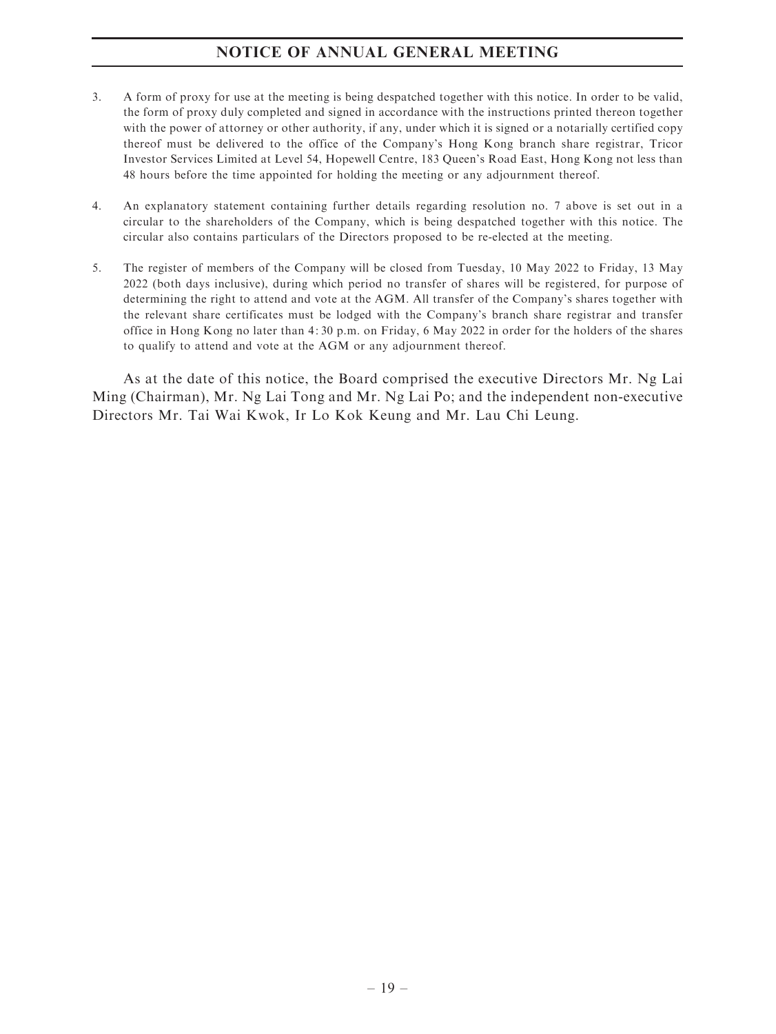3. A form of proxy for use at the meeting is being despatched together with this notice. In order to be valid, the form of proxy duly completed and signed in accordance with the instructions printed thereon together with the power of attorney or other authority, if any, under which it is signed or a notarially certified copy thereof must be delivered to the office of the Company's Hong Kong branch share registrar, Tricor Investor Services Limited at Level 54, Hopewell Centre, 183 Queen's Road East, Hong Kong not less than 48 hours before the time appointed for holding the meeting or any adjournment thereof.

4. An explanatory statement containing further details regarding resolution no. 7 above is set out in a circular to the shareholders of the Company, which is being despatched together with this notice. The circular also contains particulars of the Directors proposed to be re-elected at the meeting.

5. The register of members of the Company will be closed from Tuesday, 10 May 2022 to Friday, 13 May 2022 (both days inclusive), during which period no transfer of shares will be registered, for purpose of determining the right to attend and vote at the AGM. All transfer of the Company's shares together with the relevant share certificates must be lodged with the Company's branch share registrar and transfer office in Hong Kong no later than 4:30 p.m. on Friday, 6 May 2022 in order for the holders of the shares to qualify to attend and vote at the AGM or any adjournment thereof.

As at the date of this notice, the Board comprised the executive Directors Mr. Ng Lai Ming (Chairman), Mr. Ng Lai Tong and Mr. Ng Lai Po; and the independent non-executive Directors Mr. Tai Wai Kwok, Ir Lo Kok Keung and Mr. Lau Chi Leung.